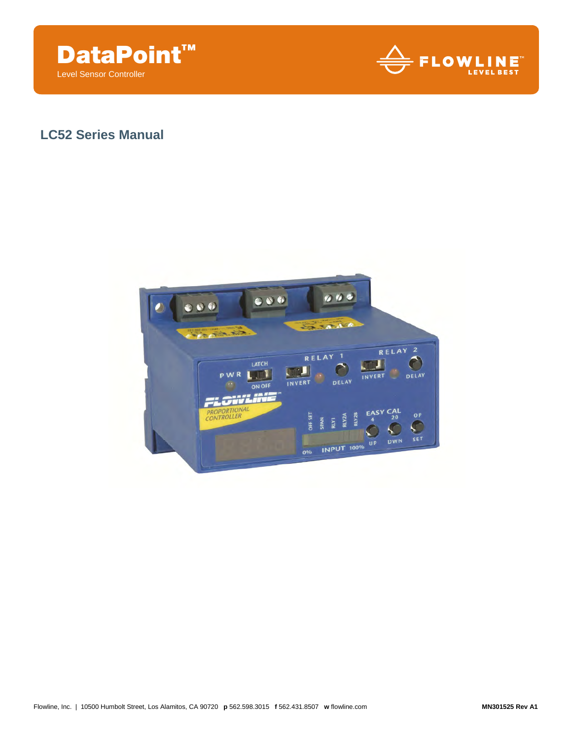# DataPoint™

Level Sensor Controller

FLOWLINE™ LEVEL BEST

## LC52 Series Manual

Flowline, Inc. | 10500 Humbolt Street, Los Alamitos, CA 90720 **p** 562.598.3015 **f** 562.431.8507 **w** flowline.com

**MN301525 Rev A1**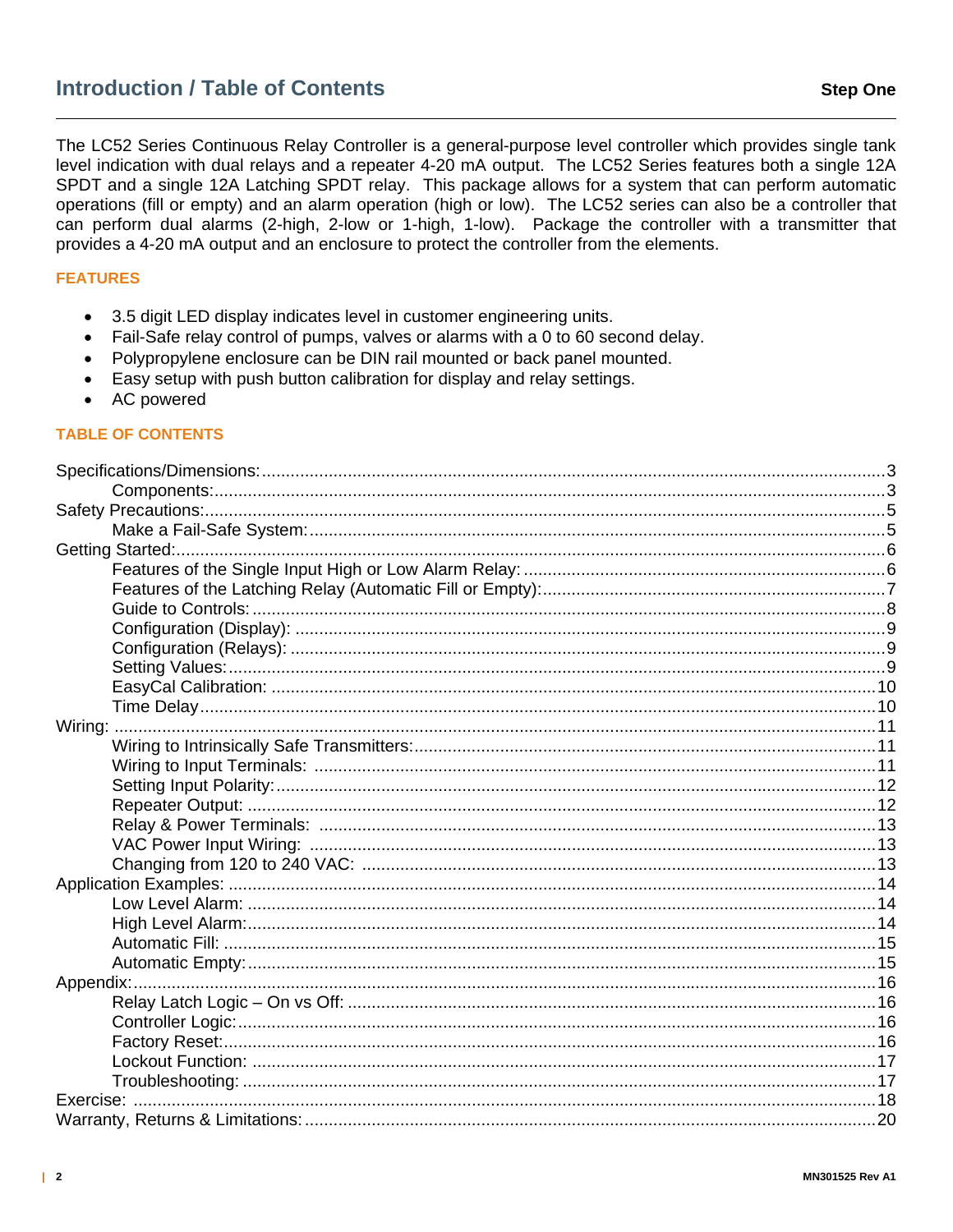# Introduction / Table of Contents

**Step One**

The LC52 Series Continuous Relay Controller is a general-purpose level controller which provides single tank level indication with dual relays and a repeater 4-20 mA output. The LC52 Series features both a single 12A SPDT and a single 12A Latching SPDT relay. This package allows for a system that can perform automatic operations (fill or empty) and an alarm operation (high or low). The LC52 series can also be a controller that can perform dual alarms (2-high, 2-low or 1-high, 1-low). Package the controller with a transmitter that provides a 4-20 mA output and an enclosure to protect the controller from the elements.

## FEATURES

- 3.5 digit LED display indicates level in customer engineering units.
- Fail-Safe relay control of pumps, valves or alarms with a 0 to 60 second delay.
- Polypropylene enclosure can be DIN rail mounted or back panel mounted.
- Easy setup with push button calibration for display and relay settings.
- AC powered

## TABLE OF CONTENTS

- Specifications/Dimensions: ... 3
  - Components: ... 3
- Safety Precautions: ... 5
  - Make a Fail-Safe System: ... 5
- Getting Started: ... 6
  - Features of the Single Input High or Low Alarm Relay: ... 6
  - Features of the Latching Relay (Automatic Fill or Empty): ... 7
  - Guide to Controls: ... 8
  - Configuration (Display): ... 9
  - Configuration (Relays): ... 9
  - Setting Values: ... 9
  - EasyCal Calibration: ... 10
  - Time Delay ... 10
- Wiring: ... 11
  - Wiring to Intrinsically Safe Transmitters: ... 11
  - Wiring to Input Terminals: ... 11
  - Setting Input Polarity: ... 12
  - Repeater Output: ... 12
  - Relay & Power Terminals: ... 13
  - VAC Power Input Wiring: ... 13
  - Changing from 120 to 240 VAC: ... 13
- Application Examples: ... 14
  - Low Level Alarm: ... 14
  - High Level Alarm: ... 14
  - Automatic Fill: ... 15
  - Automatic Empty: ... 15
- Appendix: ... 16
  - Relay Latch Logic – On vs Off: ... 16
  - Controller Logic: ... 16
  - Factory Reset: ... 16
  - Lockout Function: ... 17
  - Troubleshooting: ... 17
- Exercise: ... 18
- Warranty, Returns & Limitations: ... 20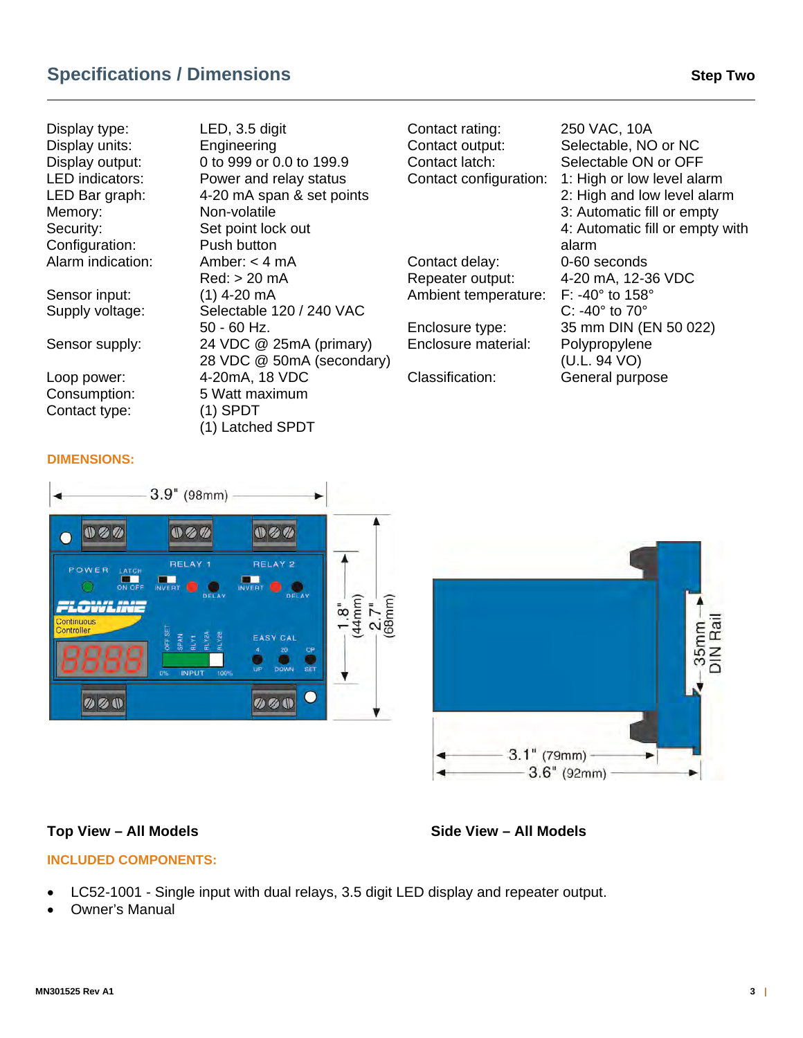## Specifications / Dimensions

**Step Two**

| | |
|---|---|
| Display type: | LED, 3.5 digit |
| Display units: | Engineering |
| Display output: | 0 to 999 or 0.0 to 199.9 |
| LED indicators: | Power and relay status |
| LED Bar graph: | 4-20 mA span & set points |
| Memory: | Non-volatile |
| Security: | Set point lock out |
| Configuration: | Push button |
| Alarm indication: | Amber: < 4 mA<br>Red: > 20 mA |
| Sensor input: | (1) 4-20 mA |
| Supply voltage: | Selectable 120 / 240 VAC<br>50 - 60 Hz. |
| Sensor supply: | 24 VDC @ 25mA (primary)<br>28 VDC @ 50mA (secondary) |
| Loop power: | 4-20mA, 18 VDC |
| Consumption: | 5 Watt maximum |
| Contact type: | (1) SPDT<br>(1) Latched SPDT |
| Contact rating: | 250 VAC, 10A |
| Contact output: | Selectable, NO or NC |
| Contact latch: | Selectable ON or OFF |
| Contact configuration: | 1: High or low level alarm<br>2: High and low level alarm<br>3: Automatic fill or empty<br>4: Automatic fill or empty with alarm |
| Contact delay: | 0-60 seconds |
| Repeater output: | 4-20 mA, 12-36 VDC |
| Ambient temperature: | F: -40° to 158°<br>C: -40° to 70° |
| Enclosure type: | 35 mm DIN (EN 50 022) |
| Enclosure material: | Polypropylene<br>(U.L. 94 VO) |
| Classification: | General purpose |

**DIMENSIONS:**

**Top View – All Models**

**Side View – All Models**

**INCLUDED COMPONENTS:**

- LC52-1001 - Single input with dual relays, 3.5 digit LED display and repeater output.
- Owner's Manual

MN301525 Rev A1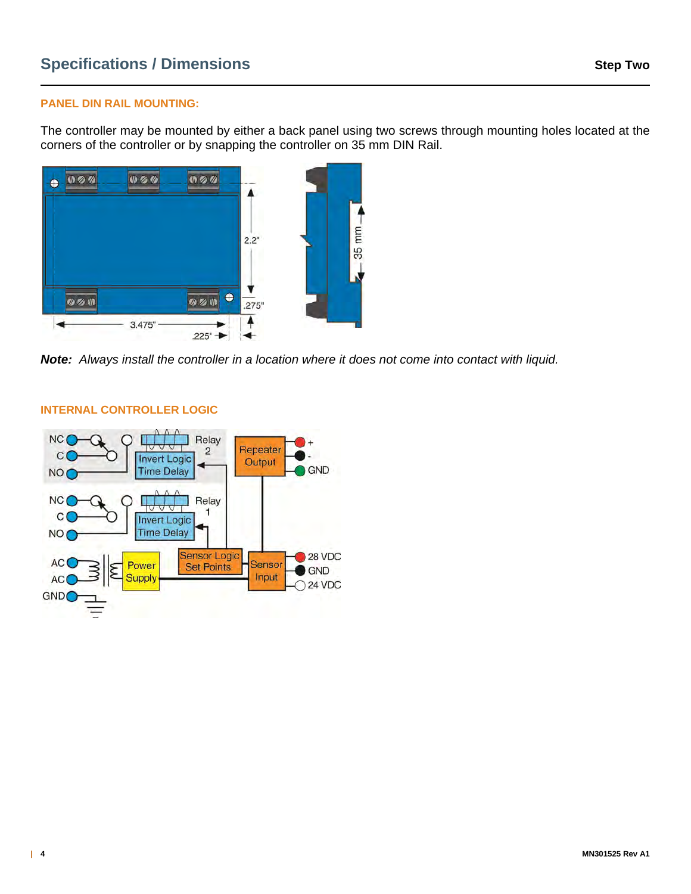## Specifications / Dimensions

### PANEL DIN RAIL MOUNTING:

The controller may be mounted by either a back panel using two screws through mounting holes located at the corners of the controller or by snapping the controller on 35 mm DIN Rail.

***Note:*** *Always install the controller in a location where it does not come into contact with liquid.*

### INTERNAL CONTROLLER LOGIC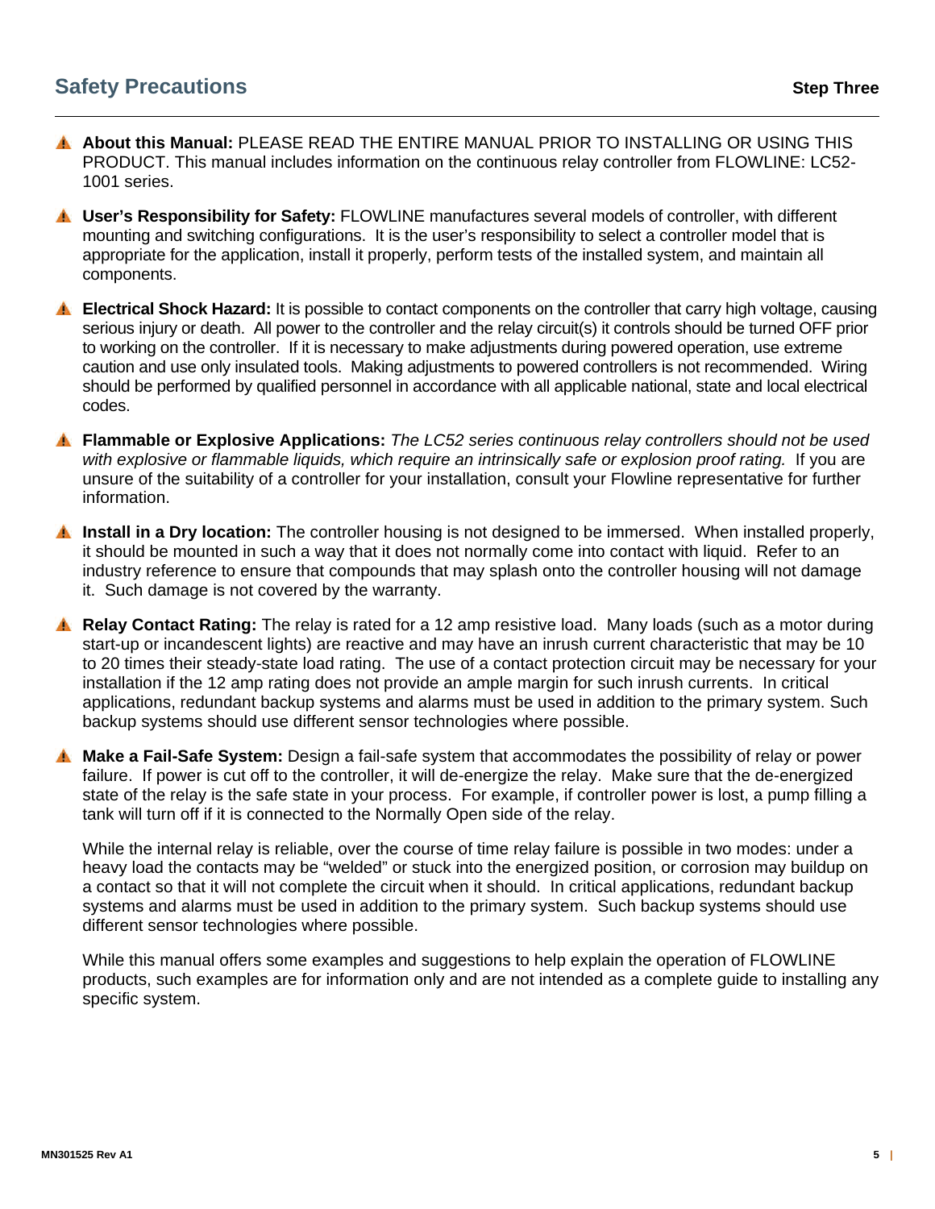## Safety Precautions

**Step Three**

⚠ **About this Manual:** PLEASE READ THE ENTIRE MANUAL PRIOR TO INSTALLING OR USING THIS PRODUCT. This manual includes information on the continuous relay controller from FLOWLINE: LC52-1001 series.

⚠ **User's Responsibility for Safety:** FLOWLINE manufactures several models of controller, with different mounting and switching configurations. It is the user's responsibility to select a controller model that is appropriate for the application, install it properly, perform tests of the installed system, and maintain all components.

⚠ **Electrical Shock Hazard:** It is possible to contact components on the controller that carry high voltage, causing serious injury or death. All power to the controller and the relay circuit(s) it controls should be turned OFF prior to working on the controller. If it is necessary to make adjustments during powered operation, use extreme caution and use only insulated tools. Making adjustments to powered controllers is not recommended. Wiring should be performed by qualified personnel in accordance with all applicable national, state and local electrical codes.

⚠ **Flammable or Explosive Applications:** *The LC52 series continuous relay controllers should not be used with explosive or flammable liquids, which require an intrinsically safe or explosion proof rating.* If you are unsure of the suitability of a controller for your installation, consult your Flowline representative for further information.

⚠ **Install in a Dry location:** The controller housing is not designed to be immersed. When installed properly, it should be mounted in such a way that it does not normally come into contact with liquid. Refer to an industry reference to ensure that compounds that may splash onto the controller housing will not damage it. Such damage is not covered by the warranty.

⚠ **Relay Contact Rating:** The relay is rated for a 12 amp resistive load. Many loads (such as a motor during start-up or incandescent lights) are reactive and may have an inrush current characteristic that may be 10 to 20 times their steady-state load rating. The use of a contact protection circuit may be necessary for your installation if the 12 amp rating does not provide an ample margin for such inrush currents. In critical applications, redundant backup systems and alarms must be used in addition to the primary system. Such backup systems should use different sensor technologies where possible.

⚠ **Make a Fail-Safe System:** Design a fail-safe system that accommodates the possibility of relay or power failure. If power is cut off to the controller, it will de-energize the relay. Make sure that the de-energized state of the relay is the safe state in your process. For example, if controller power is lost, a pump filling a tank will turn off if it is connected to the Normally Open side of the relay.

While the internal relay is reliable, over the course of time relay failure is possible in two modes: under a heavy load the contacts may be "welded" or stuck into the energized position, or corrosion may buildup on a contact so that it will not complete the circuit when it should. In critical applications, redundant backup systems and alarms must be used in addition to the primary system. Such backup systems should use different sensor technologies where possible.

While this manual offers some examples and suggestions to help explain the operation of FLOWLINE products, such examples are for information only and are not intended as a complete guide to installing any specific system.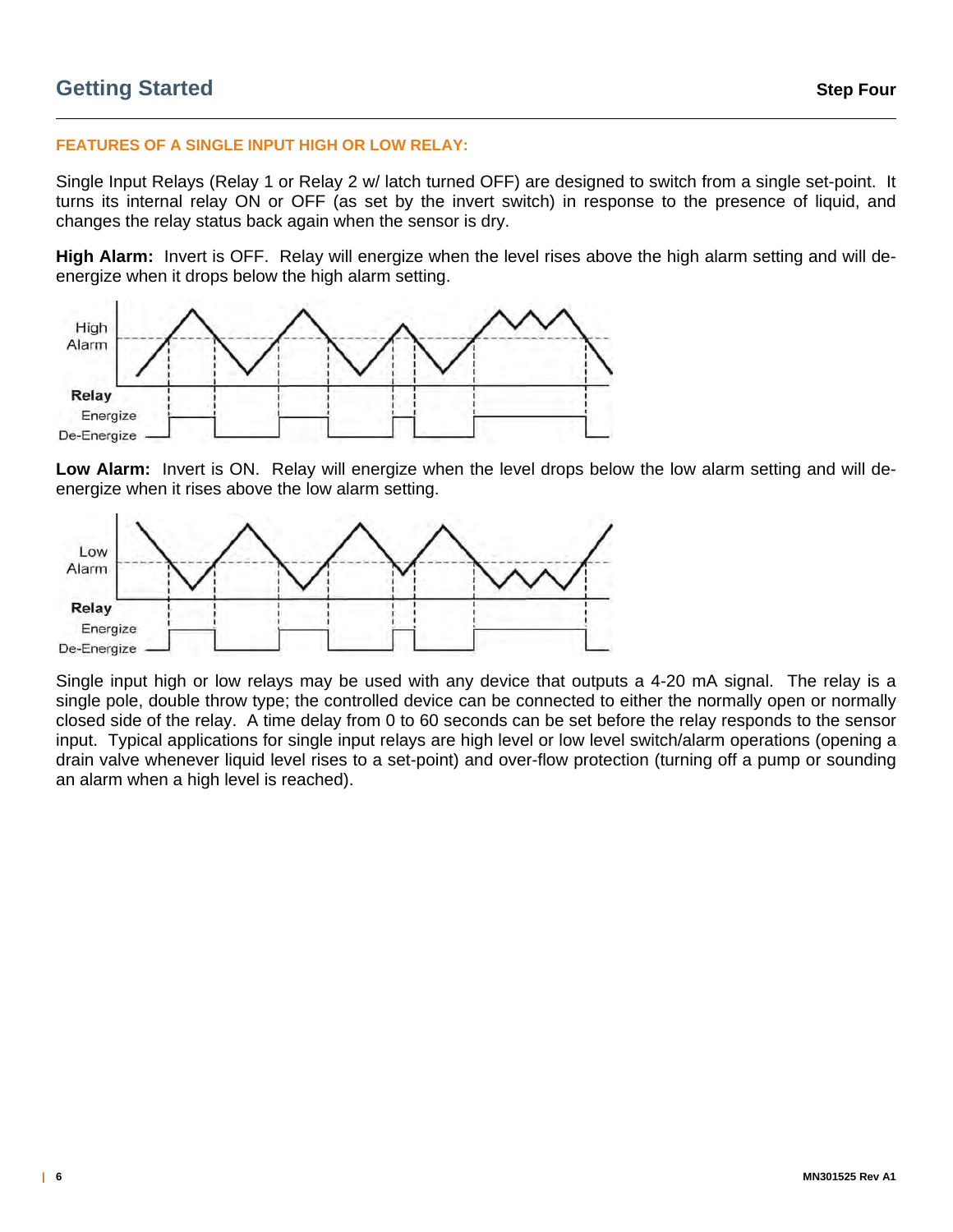### FEATURES OF A SINGLE INPUT HIGH OR LOW RELAY:

Single Input Relays (Relay 1 or Relay 2 w/ latch turned OFF) are designed to switch from a single set-point. It turns its internal relay ON or OFF (as set by the invert switch) in response to the presence of liquid, and changes the relay status back again when the sensor is dry.

**High Alarm:** Invert is OFF. Relay will energize when the level rises above the high alarm setting and will de-energize when it drops below the high alarm setting.

**Low Alarm:** Invert is ON. Relay will energize when the level drops below the low alarm setting and will de-energize when it rises above the low alarm setting.

Single input high or low relays may be used with any device that outputs a 4-20 mA signal. The relay is a single pole, double throw type; the controlled device can be connected to either the normally open or normally closed side of the relay. A time delay from 0 to 60 seconds can be set before the relay responds to the sensor input. Typical applications for single input relays are high level or low level switch/alarm operations (opening a drain valve whenever liquid level rises to a set-point) and over-flow protection (turning off a pump or sounding an alarm when a high level is reached).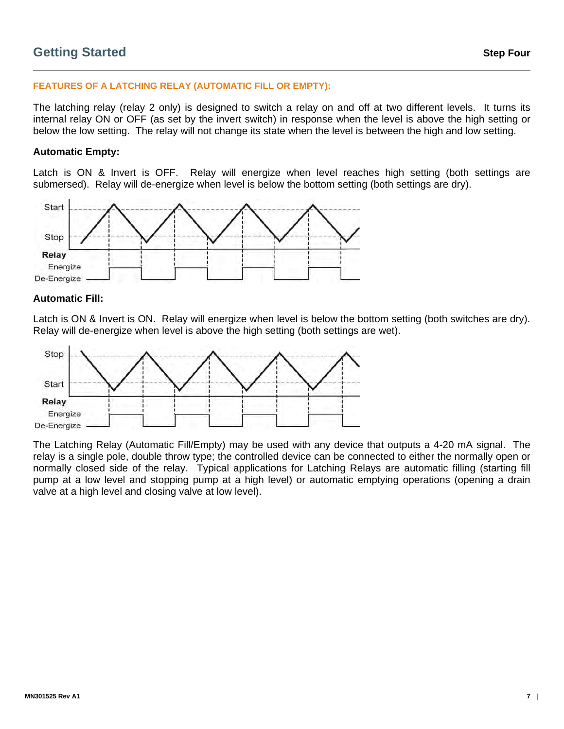## FEATURES OF A LATCHING RELAY (AUTOMATIC FILL OR EMPTY):

The latching relay (relay 2 only) is designed to switch a relay on and off at two different levels. It turns its internal relay ON or OFF (as set by the invert switch) in response when the level is above the high setting or below the low setting. The relay will not change its state when the level is between the high and low setting.

### Automatic Empty:

Latch is ON & Invert is OFF. Relay will energize when level reaches high setting (both settings are submersed). Relay will de-energize when level is below the bottom setting (both settings are dry).

### Automatic Fill:

Latch is ON & Invert is ON. Relay will energize when level is below the bottom setting (both switches are dry). Relay will de-energize when level is above the high setting (both settings are wet).

The Latching Relay (Automatic Fill/Empty) may be used with any device that outputs a 4-20 mA signal. The relay is a single pole, double throw type; the controlled device can be connected to either the normally open or normally closed side of the relay. Typical applications for Latching Relays are automatic filling (starting fill pump at a low level and stopping pump at a high level) or automatic emptying operations (opening a drain valve at a high level and closing valve at low level).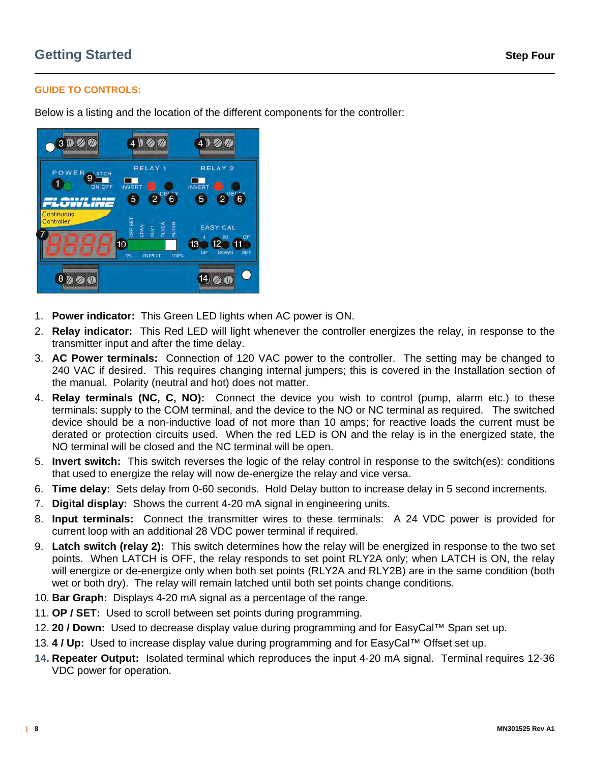## Getting Started

**Step Four**

### GUIDE TO CONTROLS:

Below is a listing and the location of the different components for the controller:

1. **Power indicator:** This Green LED lights when AC power is ON.
2. **Relay indicator:** This Red LED will light whenever the controller energizes the relay, in response to the transmitter input and after the time delay.
3. **AC Power terminals:** Connection of 120 VAC power to the controller. The setting may be changed to 240 VAC if desired. This requires changing internal jumpers; this is covered in the Installation section of the manual. Polarity (neutral and hot) does not matter.
4. **Relay terminals (NC, C, NO):** Connect the device you wish to control (pump, alarm etc.) to these terminals: supply to the COM terminal, and the device to the NO or NC terminal as required. The switched device should be a non-inductive load of not more than 10 amps; for reactive loads the current must be derated or protection circuits used. When the red LED is ON and the relay is in the energized state, the NO terminal will be closed and the NC terminal will be open.
5. **Invert switch:** This switch reverses the logic of the relay control in response to the switch(es): conditions that used to energize the relay will now de-energize the relay and vice versa.
6. **Time delay:** Sets delay from 0-60 seconds. Hold Delay button to increase delay in 5 second increments.
7. **Digital display:** Shows the current 4-20 mA signal in engineering units.
8. **Input terminals:** Connect the transmitter wires to these terminals: A 24 VDC power is provided for current loop with an additional 28 VDC power terminal if required.
9. **Latch switch (relay 2):** This switch determines how the relay will be energized in response to the two set points. When LATCH is OFF, the relay responds to set point RLY2A only; when LATCH is ON, the relay will energize or de-energize only when both set points (RLY2A and RLY2B) are in the same condition (both wet or both dry). The relay will remain latched until both set points change conditions.
10. **Bar Graph:** Displays 4-20 mA signal as a percentage of the range.
11. **OP / SET:** Used to scroll between set points during programming.
12. **20 / Down:** Used to decrease display value during programming and for EasyCal™ Span set up.
13. **4 / Up:** Used to increase display value during programming and for EasyCal™ Offset set up.
14. **Repeater Output:** Isolated terminal which reproduces the input 4-20 mA signal. Terminal requires 12-36 VDC power for operation.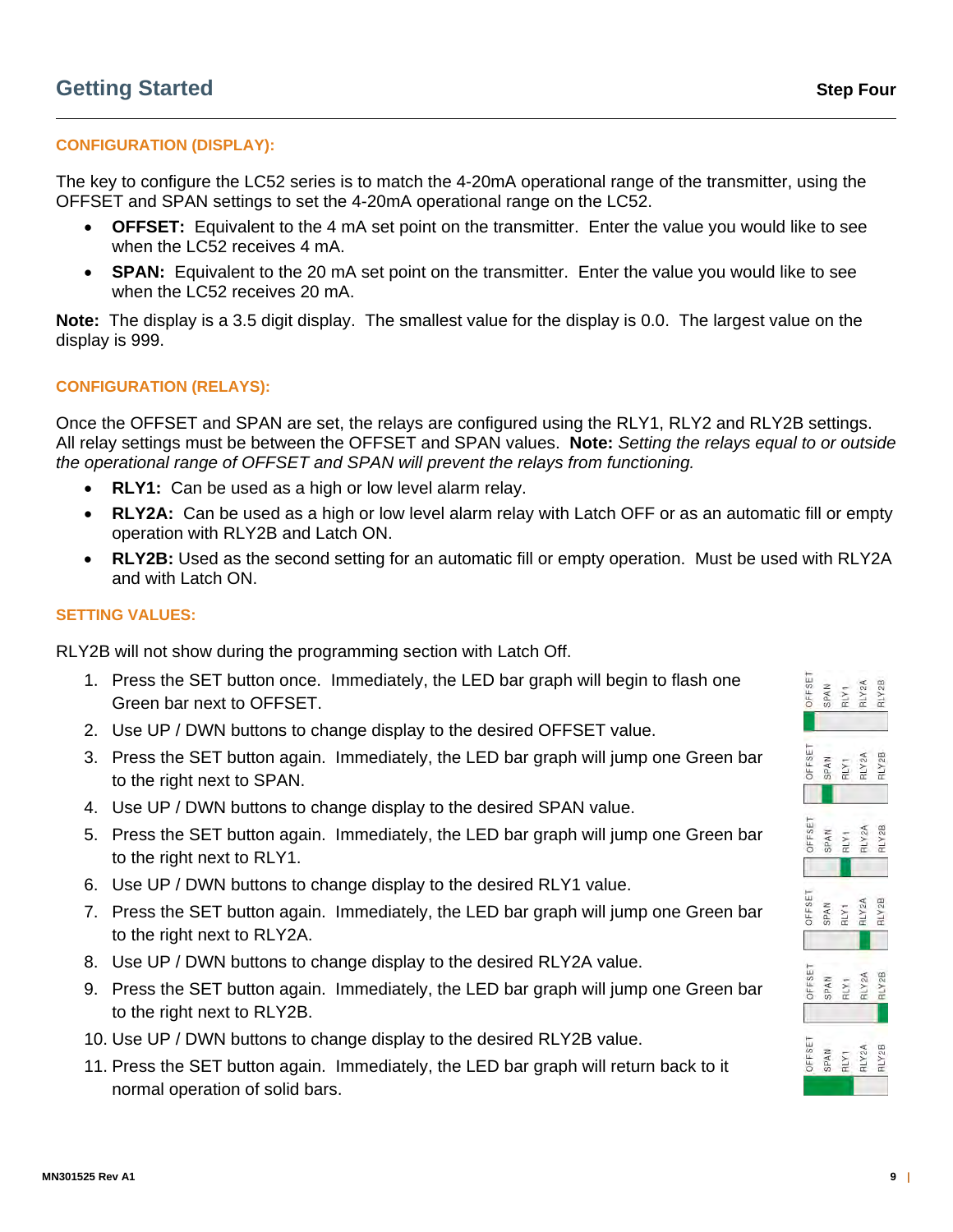## Getting Started

**Step Four**

### CONFIGURATION (DISPLAY):

The key to configure the LC52 series is to match the 4-20mA operational range of the transmitter, using the OFFSET and SPAN settings to set the 4-20mA operational range on the LC52.

- **OFFSET:** Equivalent to the 4 mA set point on the transmitter. Enter the value you would like to see when the LC52 receives 4 mA.
- **SPAN:** Equivalent to the 20 mA set point on the transmitter. Enter the value you would like to see when the LC52 receives 20 mA.

**Note:** The display is a 3.5 digit display. The smallest value for the display is 0.0. The largest value on the display is 999.

### CONFIGURATION (RELAYS):

Once the OFFSET and SPAN are set, the relays are configured using the RLY1, RLY2 and RLY2B settings. All relay settings must be between the OFFSET and SPAN values. **Note:** *Setting the relays equal to or outside the operational range of OFFSET and SPAN will prevent the relays from functioning.*

- **RLY1:** Can be used as a high or low level alarm relay.
- **RLY2A:** Can be used as a high or low level alarm relay with Latch OFF or as an automatic fill or empty operation with RLY2B and Latch ON.
- **RLY2B:** Used as the second setting for an automatic fill or empty operation. Must be used with RLY2A and with Latch ON.

### SETTING VALUES:

RLY2B will not show during the programming section with Latch Off.

1. Press the SET button once. Immediately, the LED bar graph will begin to flash one Green bar next to OFFSET.
2. Use UP / DWN buttons to change display to the desired OFFSET value.
3. Press the SET button again. Immediately, the LED bar graph will jump one Green bar to the right next to SPAN.
4. Use UP / DWN buttons to change display to the desired SPAN value.
5. Press the SET button again. Immediately, the LED bar graph will jump one Green bar to the right next to RLY1.
6. Use UP / DWN buttons to change display to the desired RLY1 value.
7. Press the SET button again. Immediately, the LED bar graph will jump one Green bar to the right next to RLY2A.
8. Use UP / DWN buttons to change display to the desired RLY2A value.
9. Press the SET button again. Immediately, the LED bar graph will jump one Green bar to the right next to RLY2B.
10. Use UP / DWN buttons to change display to the desired RLY2B value.
11. Press the SET button again. Immediately, the LED bar graph will return back to it normal operation of solid bars.

MN301525 Rev A1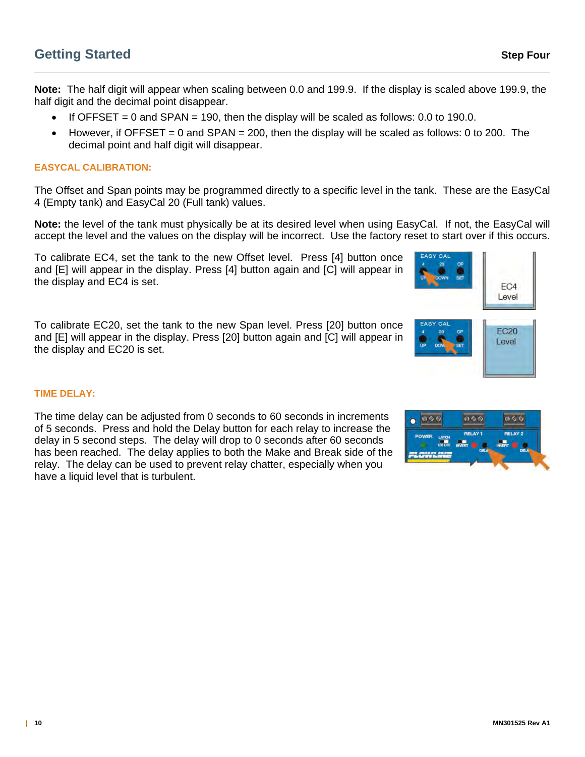## Getting Started

**Step Four**

**Note:** The half digit will appear when scaling between 0.0 and 199.9. If the display is scaled above 199.9, the half digit and the decimal point disappear.

- If OFFSET = 0 and SPAN = 190, then the display will be scaled as follows: 0.0 to 190.0.
- However, if OFFSET = 0 and SPAN = 200, then the display will be scaled as follows: 0 to 200. The decimal point and half digit will disappear.

### EASYCAL CALIBRATION:

The Offset and Span points may be programmed directly to a specific level in the tank. These are the EasyCal 4 (Empty tank) and EasyCal 20 (Full tank) values.

**Note:** the level of the tank must physically be at its desired level when using EasyCal. If not, the EasyCal will accept the level and the values on the display will be incorrect. Use the factory reset to start over if this occurs.

To calibrate EC4, set the tank to the new Offset level. Press [4] button once and [E] will appear in the display. Press [4] button again and [C] will appear in the display and EC4 is set.

To calibrate EC20, set the tank to the new Span level. Press [20] button once and [E] will appear in the display. Press [20] button again and [C] will appear in the display and EC20 is set.

### TIME DELAY:

The time delay can be adjusted from 0 seconds to 60 seconds in increments of 5 seconds. Press and hold the Delay button for each relay to increase the delay in 5 second steps. The delay will drop to 0 seconds after 60 seconds has been reached. The delay applies to both the Make and Break side of the relay. The delay can be used to prevent relay chatter, especially when you have a liquid level that is turbulent.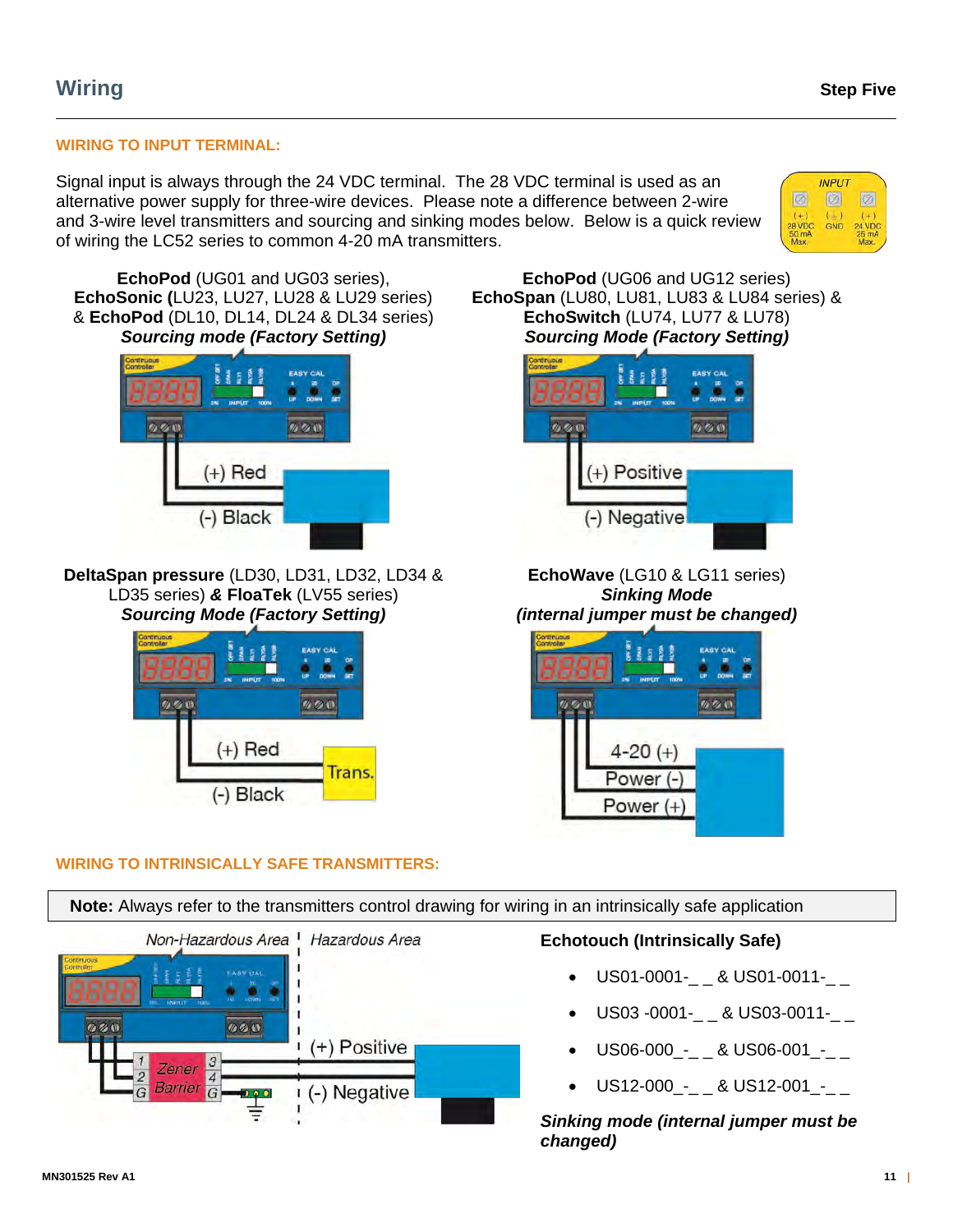## Wiring

**Step Five**

### WIRING TO INPUT TERMINAL:

Signal input is always through the 24 VDC terminal. The 28 VDC terminal is used as an alternative power supply for three-wire devices. Please note a difference between 2-wire and 3-wire level transmitters and sourcing and sinking modes below. Below is a quick review of wiring the LC52 series to common 4-20 mA transmitters.

INPUT: (+) 28 VDC 50 mA Max. | GND | (+) 24 VDC 25 mA Max.

**EchoPod** (UG01 and UG03 series), **EchoSonic (**LU23, LU27, LU28 & LU29 series) & **EchoPod** (DL10, DL14, DL24 & DL34 series)
***Sourcing mode (Factory Setting)***

(+) Red
(-) Black

**EchoPod** (UG06 and UG12 series) **EchoSpan** (LU80, LU81, LU83 & LU84 series) & **EchoSwitch** (LU74, LU77 & LU78)
***Sourcing Mode (Factory Setting)***

(+) Positive
(-) Negative

**DeltaSpan pressure** (LD30, LD31, LD32, LD34 & LD35 series) ***& FloaTek*** (LV55 series)
***Sourcing Mode (Factory Setting)***

(+) Red
(-) Black
Trans.

**EchoWave** (LG10 & LG11 series)
***Sinking Mode***
***(internal jumper must be changed)***

4-20 (+)
Power (-)
Power (+)

### WIRING TO INTRINSICALLY SAFE TRANSMITTERS:

**Note:** Always refer to the transmitters control drawing for wiring in an intrinsically safe application

Non-Hazardous Area | Hazardous Area

Zener Barrier (1, 2, G | 3, 4, G)

(+) Positive
(-) Negative

**Echotouch (Intrinsically Safe)**

- US01-0001-_ _ & US01-0011-_ _
- US03 -0001-_ _ & US03-0011-_ _
- US06-000_-_ _ & US06-001_-_ _
- US12-000_-_ _ & US12-001_-_ _

***Sinking mode (internal jumper must be changed)***

MN301525 Rev A1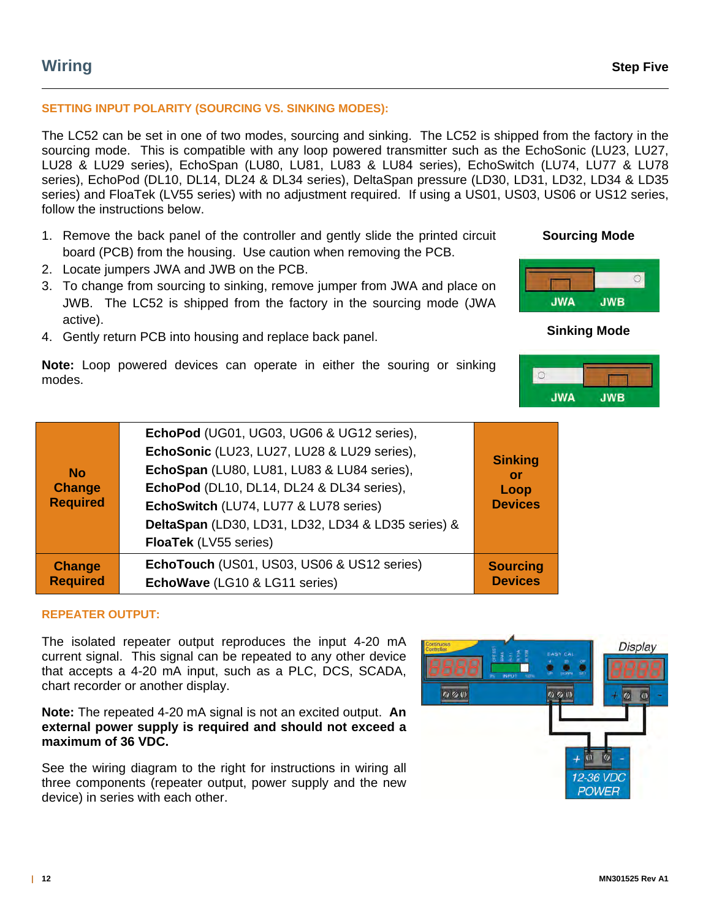## Wiring

**Step Five**

### SETTING INPUT POLARITY (SOURCING VS. SINKING MODES):

The LC52 can be set in one of two modes, sourcing and sinking. The LC52 is shipped from the factory in the sourcing mode. This is compatible with any loop powered transmitter such as the EchoSonic (LU23, LU27, LU28 & LU29 series), EchoSpan (LU80, LU81, LU83 & LU84 series), EchoSwitch (LU74, LU77 & LU78 series), EchoPod (DL10, DL14, DL24 & DL34 series), DeltaSpan pressure (LD30, LD31, LD32, LD34 & LD35 series) and FloaTek (LV55 series) with no adjustment required. If using a US01, US03, US06 or US12 series, follow the instructions below.

1. Remove the back panel of the controller and gently slide the printed circuit board (PCB) from the housing. Use caution when removing the PCB.
2. Locate jumpers JWA and JWB on the PCB.
3. To change from sourcing to sinking, remove jumper from JWA and place on JWB. The LC52 is shipped from the factory in the sourcing mode (JWA active).
4. Gently return PCB into housing and replace back panel.

**Note:** Loop powered devices can operate in either the souring or sinking modes.

**Sourcing Mode**

JWA JWB

**Sinking Mode**

JWA JWB

| | | |
|---|---|---|
| **No Change Required** | **EchoPod** (UG01, UG03, UG06 & UG12 series), **EchoSonic** (LU23, LU27, LU28 & LU29 series), **EchoSpan** (LU80, LU81, LU83 & LU84 series), **EchoPod** (DL10, DL14, DL24 & DL34 series), **EchoSwitch** (LU74, LU77 & LU78 series) **DeltaSpan** (LD30, LD31, LD32, LD34 & LD35 series) & **FloaTek** (LV55 series) | **Sinking or Loop Devices** |
| **Change Required** | **EchoTouch** (US01, US03, US06 & US12 series) **EchoWave** (LG10 & LG11 series) | **Sourcing Devices** |

### REPEATER OUTPUT:

The isolated repeater output reproduces the input 4-20 mA current signal. This signal can be repeated to any other device that accepts a 4-20 mA input, such as a PLC, DCS, SCADA, chart recorder or another display.

**Note:** The repeated 4-20 mA signal is not an excited output. **An external power supply is required and should not exceed a maximum of 36 VDC.**

See the wiring diagram to the right for instructions in wiring all three components (repeater output, power supply and the new device) in series with each other.

Display

12-36 VDC POWER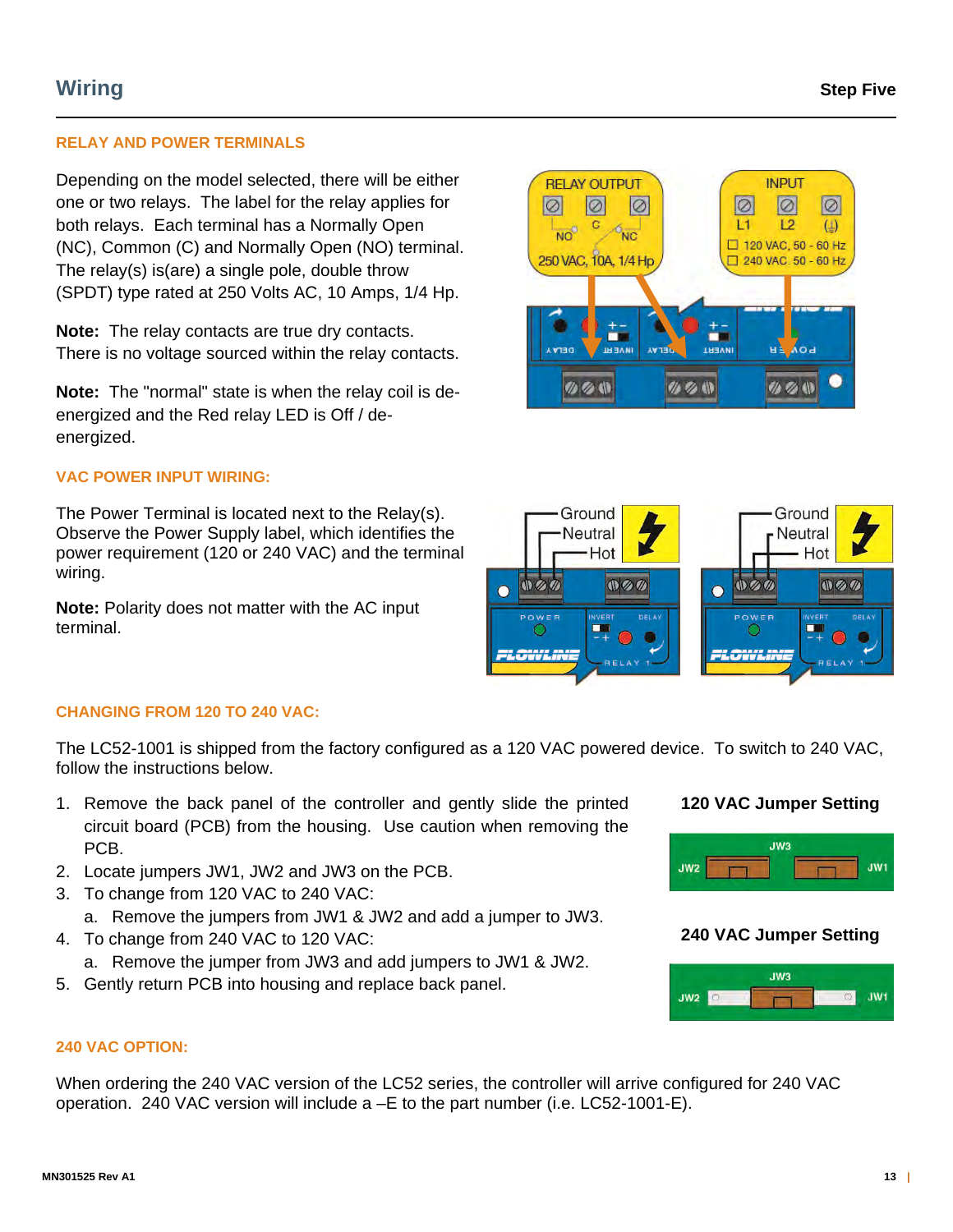## Wiring

**Step Five**

### RELAY AND POWER TERMINALS

Depending on the model selected, there will be either one or two relays. The label for the relay applies for both relays. Each terminal has a Normally Open (NC), Common (C) and Normally Open (NO) terminal. The relay(s) is(are) a single pole, double throw (SPDT) type rated at 250 Volts AC, 10 Amps, 1/4 Hp.

**Note:** The relay contacts are true dry contacts. There is no voltage sourced within the relay contacts.

**Note:** The "normal" state is when the relay coil is de-energized and the Red relay LED is Off / de-energized.

### VAC POWER INPUT WIRING:

The Power Terminal is located next to the Relay(s). Observe the Power Supply label, which identifies the power requirement (120 or 240 VAC) and the terminal wiring.

**Note:** Polarity does not matter with the AC input terminal.

### CHANGING FROM 120 TO 240 VAC:

The LC52-1001 is shipped from the factory configured as a 120 VAC powered device. To switch to 240 VAC, follow the instructions below.

1. Remove the back panel of the controller and gently slide the printed circuit board (PCB) from the housing. Use caution when removing the PCB.
2. Locate jumpers JW1, JW2 and JW3 on the PCB.
3. To change from 120 VAC to 240 VAC:
   a. Remove the jumpers from JW1 & JW2 and add a jumper to JW3.
4. To change from 240 VAC to 120 VAC:
   a. Remove the jumper from JW3 and add jumpers to JW1 & JW2.
5. Gently return PCB into housing and replace back panel.

**120 VAC Jumper Setting**

**240 VAC Jumper Setting**

### 240 VAC OPTION:

When ordering the 240 VAC version of the LC52 series, the controller will arrive configured for 240 VAC operation. 240 VAC version will include a –E to the part number (i.e. LC52-1001-E).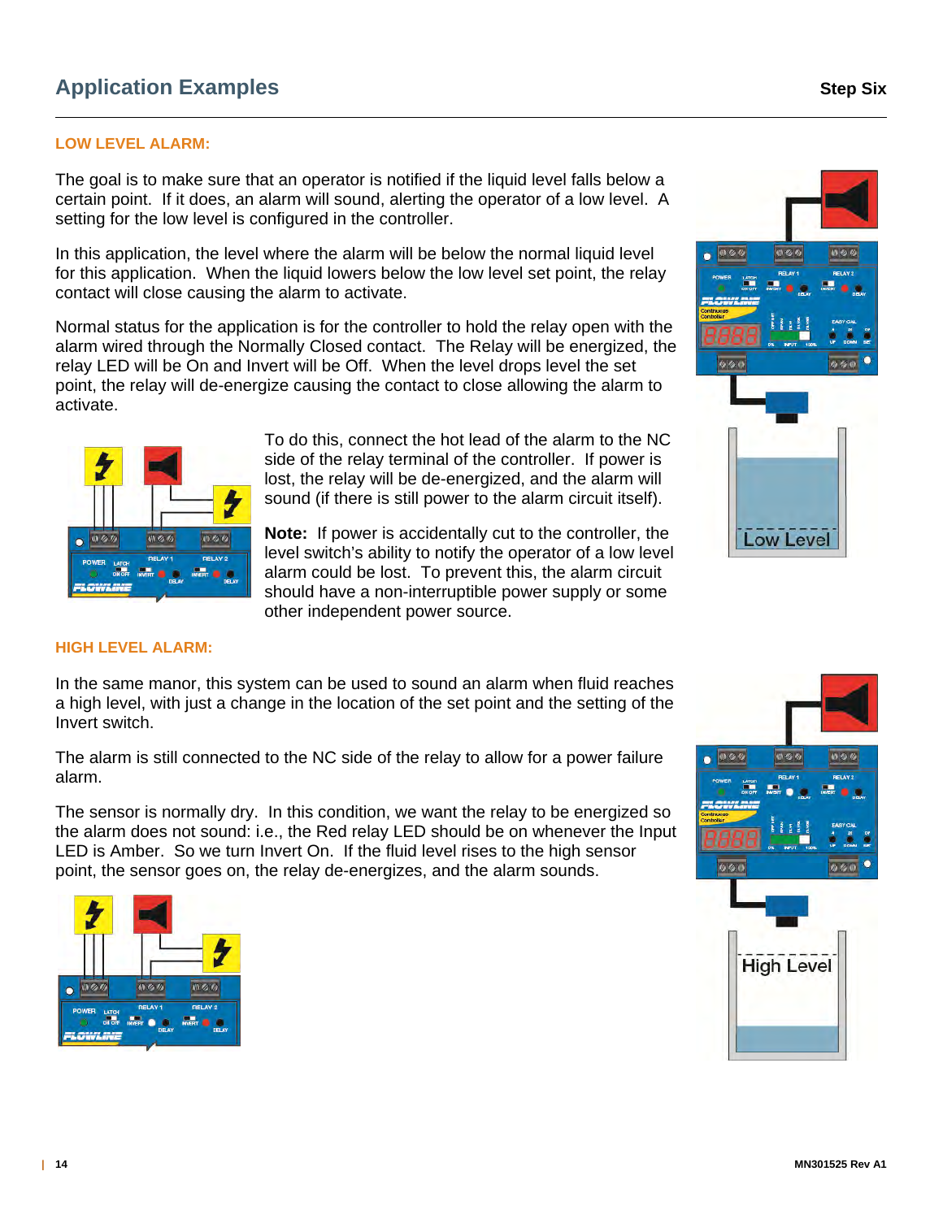## Application Examples

### LOW LEVEL ALARM:

The goal is to make sure that an operator is notified if the liquid level falls below a certain point. If it does, an alarm will sound, alerting the operator of a low level. A setting for the low level is configured in the controller.

In this application, the level where the alarm will be below the normal liquid level for this application. When the liquid lowers below the low level set point, the relay contact will close causing the alarm to activate.

Normal status for the application is for the controller to hold the relay open with the alarm wired through the Normally Closed contact. The Relay will be energized, the relay LED will be On and Invert will be Off. When the level drops level the set point, the relay will de-energize causing the contact to close allowing the alarm to activate.

To do this, connect the hot lead of the alarm to the NC side of the relay terminal of the controller. If power is lost, the relay will be de-energized, and the alarm will sound (if there is still power to the alarm circuit itself).

**Note:** If power is accidentally cut to the controller, the level switch's ability to notify the operator of a low level alarm could be lost. To prevent this, the alarm circuit should have a non-interruptible power supply or some other independent power source.

### HIGH LEVEL ALARM:

In the same manor, this system can be used to sound an alarm when fluid reaches a high level, with just a change in the location of the set point and the setting of the Invert switch.

The alarm is still connected to the NC side of the relay to allow for a power failure alarm.

The sensor is normally dry. In this condition, we want the relay to be energized so the alarm does not sound: i.e., the Red relay LED should be on whenever the Input LED is Amber. So we turn Invert On. If the fluid level rises to the high sensor point, the sensor goes on, the relay de-energizes, and the alarm sounds.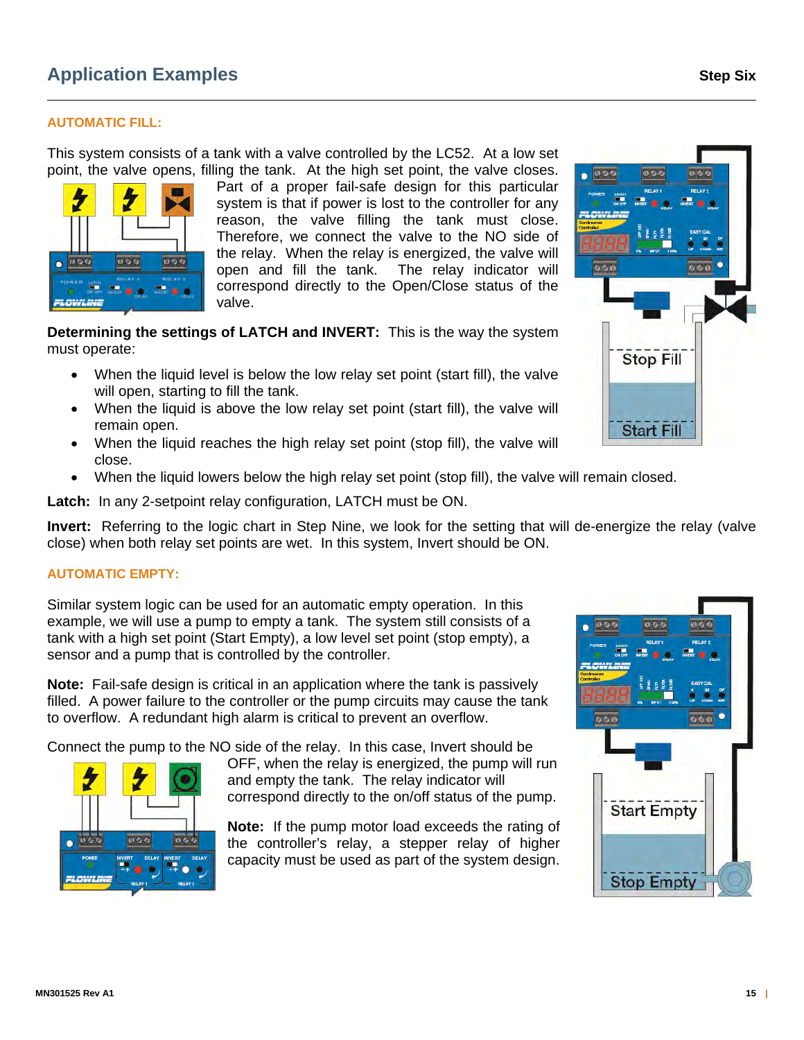## Application Examples

### AUTOMATIC FILL:

This system consists of a tank with a valve controlled by the LC52. At a low set point, the valve opens, filling the tank. At the high set point, the valve closes. Part of a proper fail-safe design for this particular system is that if power is lost to the controller for any reason, the valve filling the tank must close. Therefore, we connect the valve to the NO side of the relay. When the relay is energized, the valve will open and fill the tank. The relay indicator will correspond directly to the Open/Close status of the valve.

**Determining the settings of LATCH and INVERT:** This is the way the system must operate:

- When the liquid level is below the low relay set point (start fill), the valve will open, starting to fill the tank.
- When the liquid is above the low relay set point (start fill), the valve will remain open.
- When the liquid reaches the high relay set point (stop fill), the valve will close.
- When the liquid lowers below the high relay set point (stop fill), the valve will remain closed.

**Latch:** In any 2-setpoint relay configuration, LATCH must be ON.

**Invert:** Referring to the logic chart in Step Nine, we look for the setting that will de-energize the relay (valve close) when both relay set points are wet. In this system, Invert should be ON.

### AUTOMATIC EMPTY:

Similar system logic can be used for an automatic empty operation. In this example, we will use a pump to empty a tank. The system still consists of a tank with a high set point (Start Empty), a low level set point (stop empty), a sensor and a pump that is controlled by the controller.

**Note:** Fail-safe design is critical in an application where the tank is passively filled. A power failure to the controller or the pump circuits may cause the tank to overflow. A redundant high alarm is critical to prevent an overflow.

Connect the pump to the NO side of the relay. In this case, Invert should be OFF, when the relay is energized, the pump will run and empty the tank. The relay indicator will correspond directly to the on/off status of the pump.

**Note:** If the pump motor load exceeds the rating of the controller's relay, a stepper relay of higher capacity must be used as part of the system design.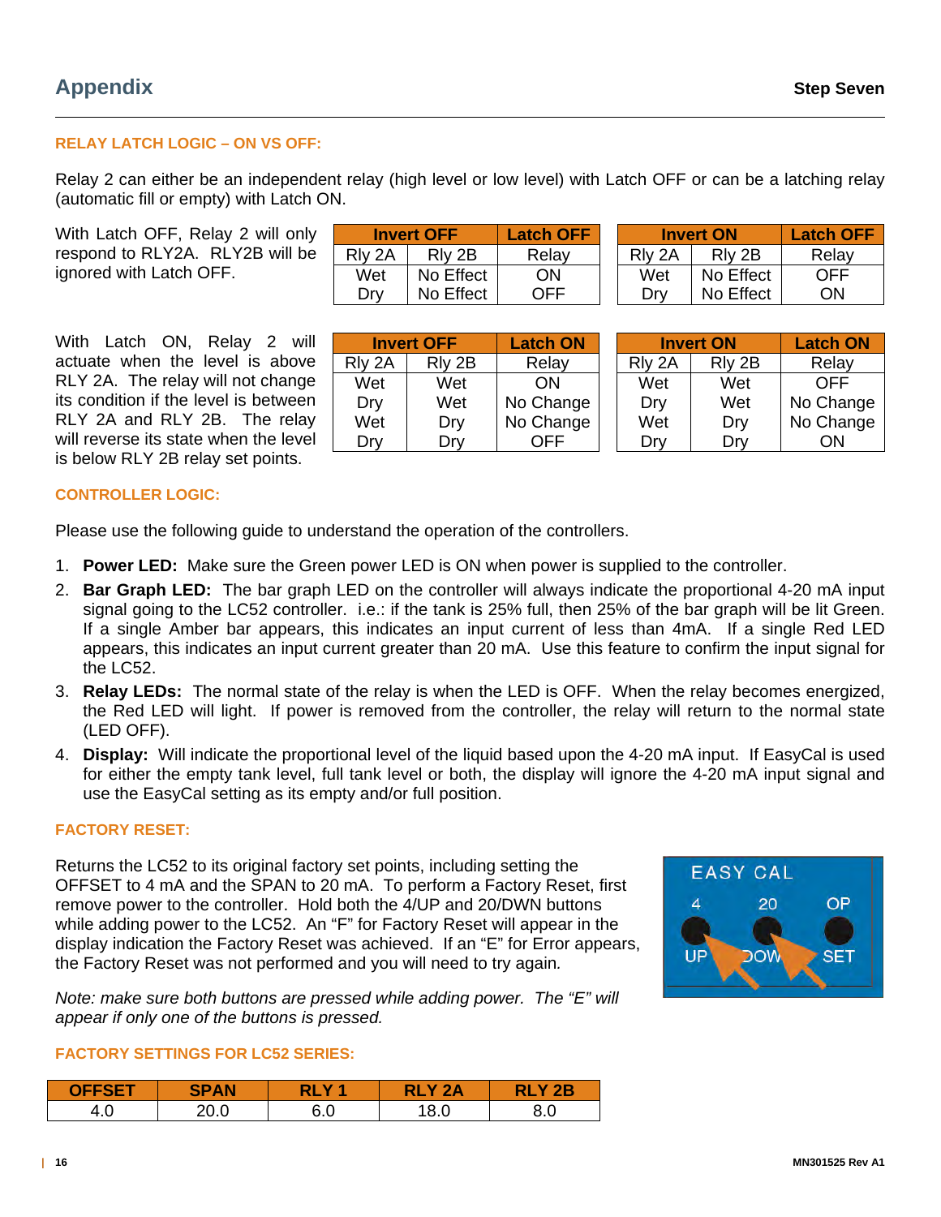## Appendix

**Step Seven**

### RELAY LATCH LOGIC – ON VS OFF:

Relay 2 can either be an independent relay (high level or low level) with Latch OFF or can be a latching relay (automatic fill or empty) with Latch ON.

With Latch OFF, Relay 2 will only respond to RLY2A. RLY2B will be ignored with Latch OFF.

| Invert OFF | | Latch OFF |
|---|---|---|
| Rly 2A | Rly 2B | Relay |
| Wet | No Effect | ON |
| Dry | No Effect | OFF |

| Invert ON | | Latch OFF |
|---|---|---|
| Rly 2A | Rly 2B | Relay |
| Wet | No Effect | OFF |
| Dry | No Effect | ON |

With Latch ON, Relay 2 will actuate when the level is above RLY 2A. The relay will not change its condition if the level is between RLY 2A and RLY 2B. The relay will reverse its state when the level is below RLY 2B relay set points.

| Invert OFF | | Latch ON |
|---|---|---|
| Rly 2A | Rly 2B | Relay |
| Wet | Wet | ON |
| Dry | Wet | No Change |
| Wet | Dry | No Change |
| Dry | Dry | OFF |

| Invert ON | | Latch ON |
|---|---|---|
| Rly 2A | Rly 2B | Relay |
| Wet | Wet | OFF |
| Dry | Wet | No Change |
| Wet | Dry | No Change |
| Dry | Dry | ON |

### CONTROLLER LOGIC:

Please use the following guide to understand the operation of the controllers.

1. **Power LED:** Make sure the Green power LED is ON when power is supplied to the controller.
2. **Bar Graph LED:** The bar graph LED on the controller will always indicate the proportional 4-20 mA input signal going to the LC52 controller. i.e.: if the tank is 25% full, then 25% of the bar graph will be lit Green. If a single Amber bar appears, this indicates an input current of less than 4mA. If a single Red LED appears, this indicates an input current greater than 20 mA. Use this feature to confirm the input signal for the LC52.
3. **Relay LEDs:** The normal state of the relay is when the LED is OFF. When the relay becomes energized, the Red LED will light. If power is removed from the controller, the relay will return to the normal state (LED OFF).
4. **Display:** Will indicate the proportional level of the liquid based upon the 4-20 mA input. If EasyCal is used for either the empty tank level, full tank level or both, the display will ignore the 4-20 mA input signal and use the EasyCal setting as its empty and/or full position.

### FACTORY RESET:

Returns the LC52 to its original factory set points, including setting the OFFSET to 4 mA and the SPAN to 20 mA. To perform a Factory Reset, first remove power to the controller. Hold both the 4/UP and 20/DWN buttons while adding power to the LC52. An "F" for Factory Reset will appear in the display indication the Factory Reset was achieved. If an "E" for Error appears, the Factory Reset was not performed and you will need to try again.

EASY CAL
4 UP 20 DOWN OP SET

*Note: make sure both buttons are pressed while adding power. The "E" will appear if only one of the buttons is pressed.*

### FACTORY SETTINGS FOR LC52 SERIES:

| OFFSET | SPAN | RLY 1 | RLY 2A | RLY 2B |
|---|---|---|---|---|
| 4.0 | 20.0 | 6.0 | 18.0 | 8.0 |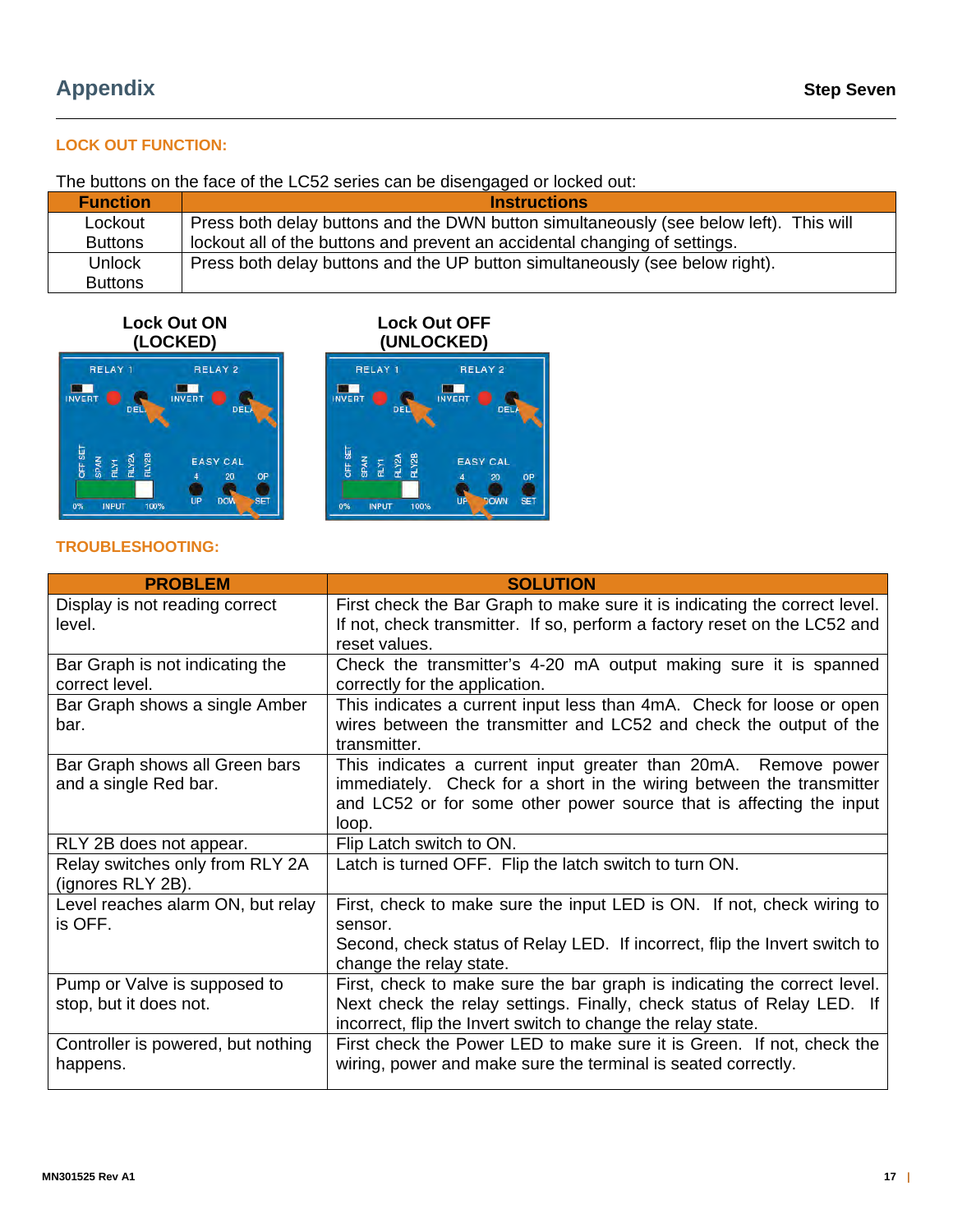# Appendix

**Step Seven**

### LOCK OUT FUNCTION:

The buttons on the face of the LC52 series can be disengaged or locked out:

| Function | Instructions |
|---|---|
| Lockout Buttons | Press both delay buttons and the DWN button simultaneously (see below left). This will lockout all of the buttons and prevent an accidental changing of settings. |
| Unlock Buttons | Press both delay buttons and the UP button simultaneously (see below right). |

**Lock Out ON (LOCKED)**

**Lock Out OFF (UNLOCKED)**

### TROUBLESHOOTING:

| PROBLEM | SOLUTION |
|---|---|
| Display is not reading correct level. | First check the Bar Graph to make sure it is indicating the correct level. If not, check transmitter. If so, perform a factory reset on the LC52 and reset values. |
| Bar Graph is not indicating the correct level. | Check the transmitter's 4-20 mA output making sure it is spanned correctly for the application. |
| Bar Graph shows a single Amber bar. | This indicates a current input less than 4mA. Check for loose or open wires between the transmitter and LC52 and check the output of the transmitter. |
| Bar Graph shows all Green bars and a single Red bar. | This indicates a current input greater than 20mA. Remove power immediately. Check for a short in the wiring between the transmitter and LC52 or for some other power source that is affecting the input loop. |
| RLY 2B does not appear. | Flip Latch switch to ON. |
| Relay switches only from RLY 2A (ignores RLY 2B). | Latch is turned OFF. Flip the latch switch to turn ON. |
| Level reaches alarm ON, but relay is OFF. | First, check to make sure the input LED is ON. If not, check wiring to sensor.<br>Second, check status of Relay LED. If incorrect, flip the Invert switch to change the relay state. |
| Pump or Valve is supposed to stop, but it does not. | First, check to make sure the bar graph is indicating the correct level. Next check the relay settings. Finally, check status of Relay LED. If incorrect, flip the Invert switch to change the relay state. |
| Controller is powered, but nothing happens. | First check the Power LED to make sure it is Green. If not, check the wiring, power and make sure the terminal is seated correctly. |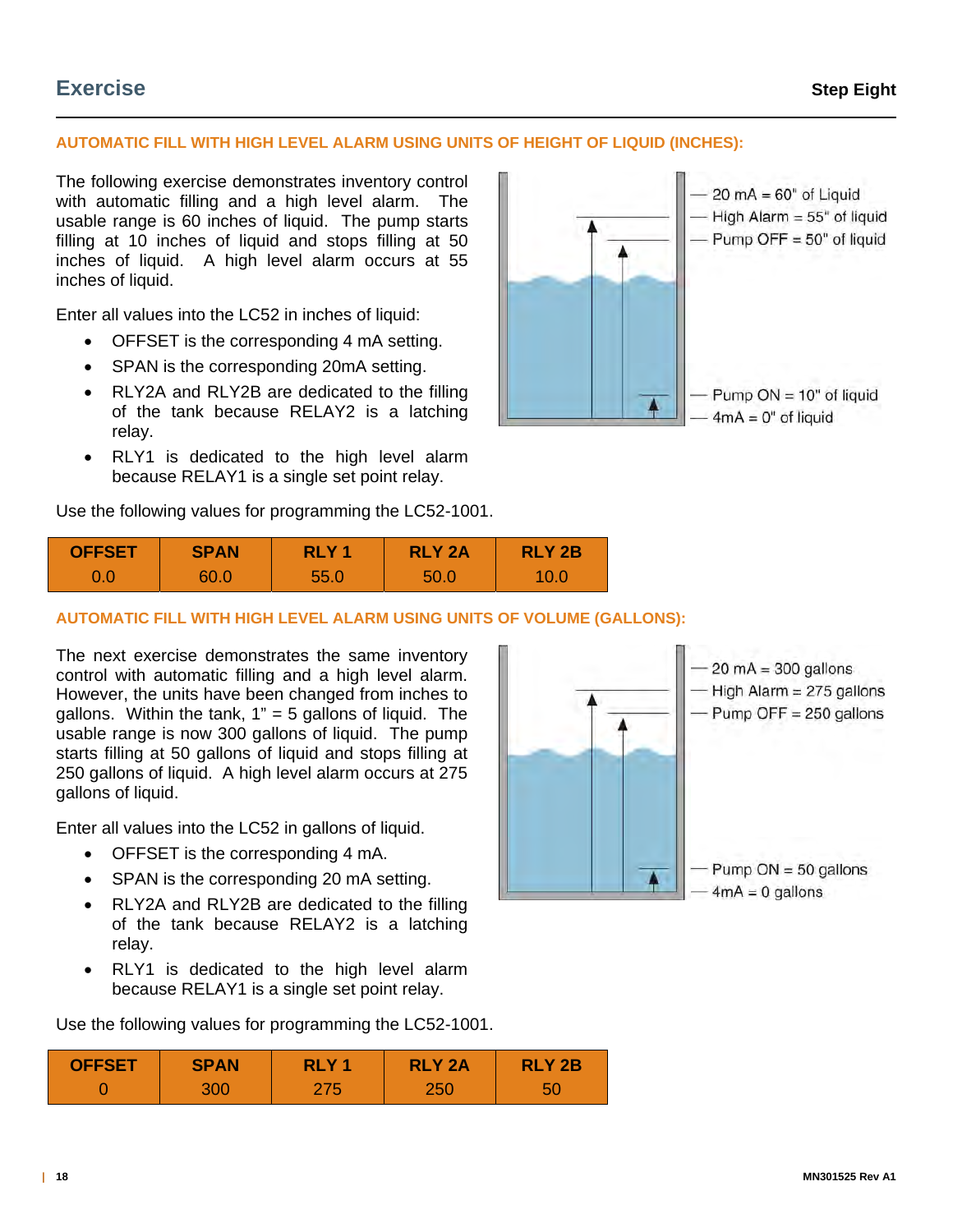## Exercise

**Step Eight**

### AUTOMATIC FILL WITH HIGH LEVEL ALARM USING UNITS OF HEIGHT OF LIQUID (INCHES):

The following exercise demonstrates inventory control with automatic filling and a high level alarm. The usable range is 60 inches of liquid. The pump starts filling at 10 inches of liquid and stops filling at 50 inches of liquid. A high level alarm occurs at 55 inches of liquid.

— 20 mA = 60" of Liquid
— High Alarm = 55" of liquid
— Pump OFF = 50" of liquid
— Pump ON = 10" of liquid
— 4mA = 0" of liquid

Enter all values into the LC52 in inches of liquid:

- OFFSET is the corresponding 4 mA setting.
- SPAN is the corresponding 20mA setting.
- RLY2A and RLY2B are dedicated to the filling of the tank because RELAY2 is a latching relay.
- RLY1 is dedicated to the high level alarm because RELAY1 is a single set point relay.

Use the following values for programming the LC52-1001.

| OFFSET | SPAN | RLY 1 | RLY 2A | RLY 2B |
|---|---|---|---|---|
| 0.0 | 60.0 | 55.0 | 50.0 | 10.0 |

### AUTOMATIC FILL WITH HIGH LEVEL ALARM USING UNITS OF VOLUME (GALLONS):

The next exercise demonstrates the same inventory control with automatic filling and a high level alarm. However, the units have been changed from inches to gallons. Within the tank, 1" = 5 gallons of liquid. The usable range is now 300 gallons of liquid. The pump starts filling at 50 gallons of liquid and stops filling at 250 gallons of liquid. A high level alarm occurs at 275 gallons of liquid.

— 20 mA = 300 gallons
— High Alarm = 275 gallons
— Pump OFF = 250 gallons
— Pump ON = 50 gallons
— 4mA = 0 gallons

Enter all values into the LC52 in gallons of liquid.

- OFFSET is the corresponding 4 mA.
- SPAN is the corresponding 20 mA setting.
- RLY2A and RLY2B are dedicated to the filling of the tank because RELAY2 is a latching relay.
- RLY1 is dedicated to the high level alarm because RELAY1 is a single set point relay.

Use the following values for programming the LC52-1001.

| OFFSET | SPAN | RLY 1 | RLY 2A | RLY 2B |
|---|---|---|---|---|
| 0 | 300 | 275 | 250 | 50 |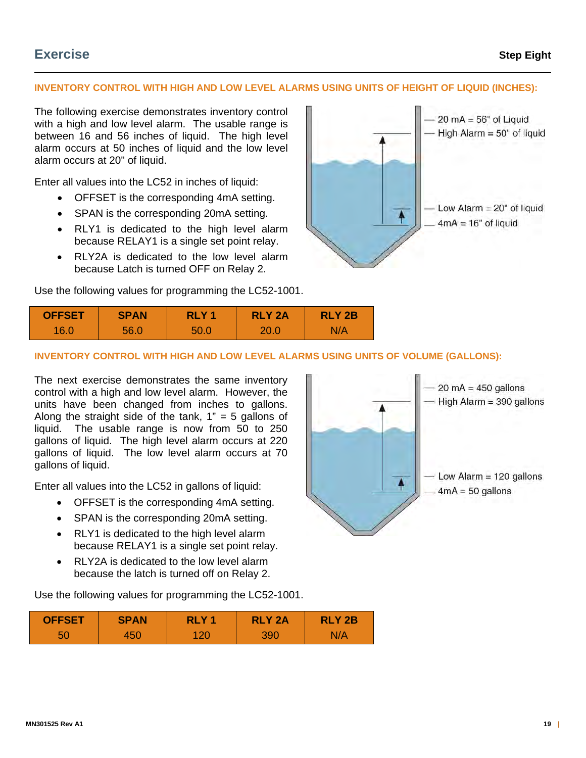## Exercise

**Step Eight**

### INVENTORY CONTROL WITH HIGH AND LOW LEVEL ALARMS USING UNITS OF HEIGHT OF LIQUID (INCHES):

The following exercise demonstrates inventory control with a high and low level alarm. The usable range is between 16 and 56 inches of liquid. The high level alarm occurs at 50 inches of liquid and the low level alarm occurs at 20" of liquid.

Enter all values into the LC52 in inches of liquid:

- OFFSET is the corresponding 4mA setting.
- SPAN is the corresponding 20mA setting.
- RLY1 is dedicated to the high level alarm because RELAY1 is a single set point relay.
- RLY2A is dedicated to the low level alarm because Latch is turned OFF on Relay 2.

20 mA = 56" of Liquid
High Alarm = 50" of liquid
Low Alarm = 20" of liquid
4mA = 16" of liquid

Use the following values for programming the LC52-1001.

| OFFSET | SPAN | RLY 1 | RLY 2A | RLY 2B |
|---|---|---|---|---|
| 16.0 | 56.0 | 50.0 | 20.0 | N/A |

### INVENTORY CONTROL WITH HIGH AND LOW LEVEL ALARMS USING UNITS OF VOLUME (GALLONS):

The next exercise demonstrates the same inventory control with a high and low level alarm. However, the units have been changed from inches to gallons. Along the straight side of the tank, 1" = 5 gallons of liquid. The usable range is now from 50 to 250 gallons of liquid. The high level alarm occurs at 220 gallons of liquid. The low level alarm occurs at 70 gallons of liquid.

Enter all values into the LC52 in gallons of liquid:

- OFFSET is the corresponding 4mA setting.
- SPAN is the corresponding 20mA setting.
- RLY1 is dedicated to the high level alarm because RELAY1 is a single set point relay.
- RLY2A is dedicated to the low level alarm because the latch is turned off on Relay 2.

20 mA = 450 gallons
High Alarm = 390 gallons
Low Alarm = 120 gallons
4mA = 50 gallons

Use the following values for programming the LC52-1001.

| OFFSET | SPAN | RLY 1 | RLY 2A | RLY 2B |
|---|---|---|---|---|
| 50 | 450 | 120 | 390 | N/A |

MN301525 Rev A1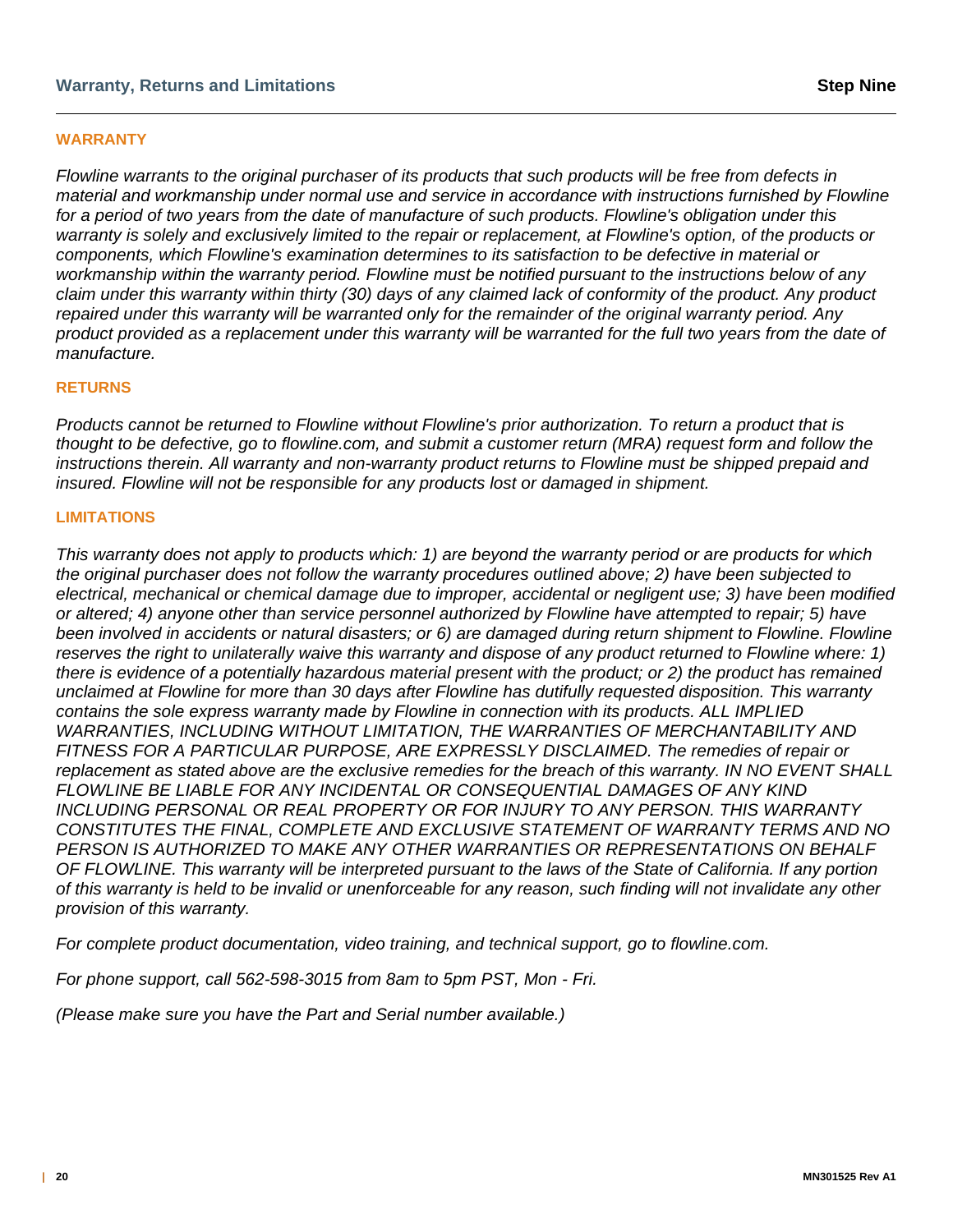## WARRANTY

*Flowline warrants to the original purchaser of its products that such products will be free from defects in material and workmanship under normal use and service in accordance with instructions furnished by Flowline for a period of two years from the date of manufacture of such products. Flowline's obligation under this warranty is solely and exclusively limited to the repair or replacement, at Flowline's option, of the products or components, which Flowline's examination determines to its satisfaction to be defective in material or workmanship within the warranty period. Flowline must be notified pursuant to the instructions below of any claim under this warranty within thirty (30) days of any claimed lack of conformity of the product. Any product repaired under this warranty will be warranted only for the remainder of the original warranty period. Any product provided as a replacement under this warranty will be warranted for the full two years from the date of manufacture.*

## RETURNS

*Products cannot be returned to Flowline without Flowline's prior authorization. To return a product that is thought to be defective, go to flowline.com, and submit a customer return (MRA) request form and follow the instructions therein. All warranty and non-warranty product returns to Flowline must be shipped prepaid and insured. Flowline will not be responsible for any products lost or damaged in shipment.*

## LIMITATIONS

*This warranty does not apply to products which: 1) are beyond the warranty period or are products for which the original purchaser does not follow the warranty procedures outlined above; 2) have been subjected to electrical, mechanical or chemical damage due to improper, accidental or negligent use; 3) have been modified or altered; 4) anyone other than service personnel authorized by Flowline have attempted to repair; 5) have been involved in accidents or natural disasters; or 6) are damaged during return shipment to Flowline. Flowline reserves the right to unilaterally waive this warranty and dispose of any product returned to Flowline where: 1) there is evidence of a potentially hazardous material present with the product; or 2) the product has remained unclaimed at Flowline for more than 30 days after Flowline has dutifully requested disposition. This warranty contains the sole express warranty made by Flowline in connection with its products. ALL IMPLIED WARRANTIES, INCLUDING WITHOUT LIMITATION, THE WARRANTIES OF MERCHANTABILITY AND FITNESS FOR A PARTICULAR PURPOSE, ARE EXPRESSLY DISCLAIMED. The remedies of repair or replacement as stated above are the exclusive remedies for the breach of this warranty. IN NO EVENT SHALL FLOWLINE BE LIABLE FOR ANY INCIDENTAL OR CONSEQUENTIAL DAMAGES OF ANY KIND INCLUDING PERSONAL OR REAL PROPERTY OR FOR INJURY TO ANY PERSON. THIS WARRANTY CONSTITUTES THE FINAL, COMPLETE AND EXCLUSIVE STATEMENT OF WARRANTY TERMS AND NO PERSON IS AUTHORIZED TO MAKE ANY OTHER WARRANTIES OR REPRESENTATIONS ON BEHALF OF FLOWLINE. This warranty will be interpreted pursuant to the laws of the State of California. If any portion of this warranty is held to be invalid or unenforceable for any reason, such finding will not invalidate any other provision of this warranty.*

*For complete product documentation, video training, and technical support, go to flowline.com.*

*For phone support, call 562-598-3015 from 8am to 5pm PST, Mon - Fri.*

*(Please make sure you have the Part and Serial number available.)*